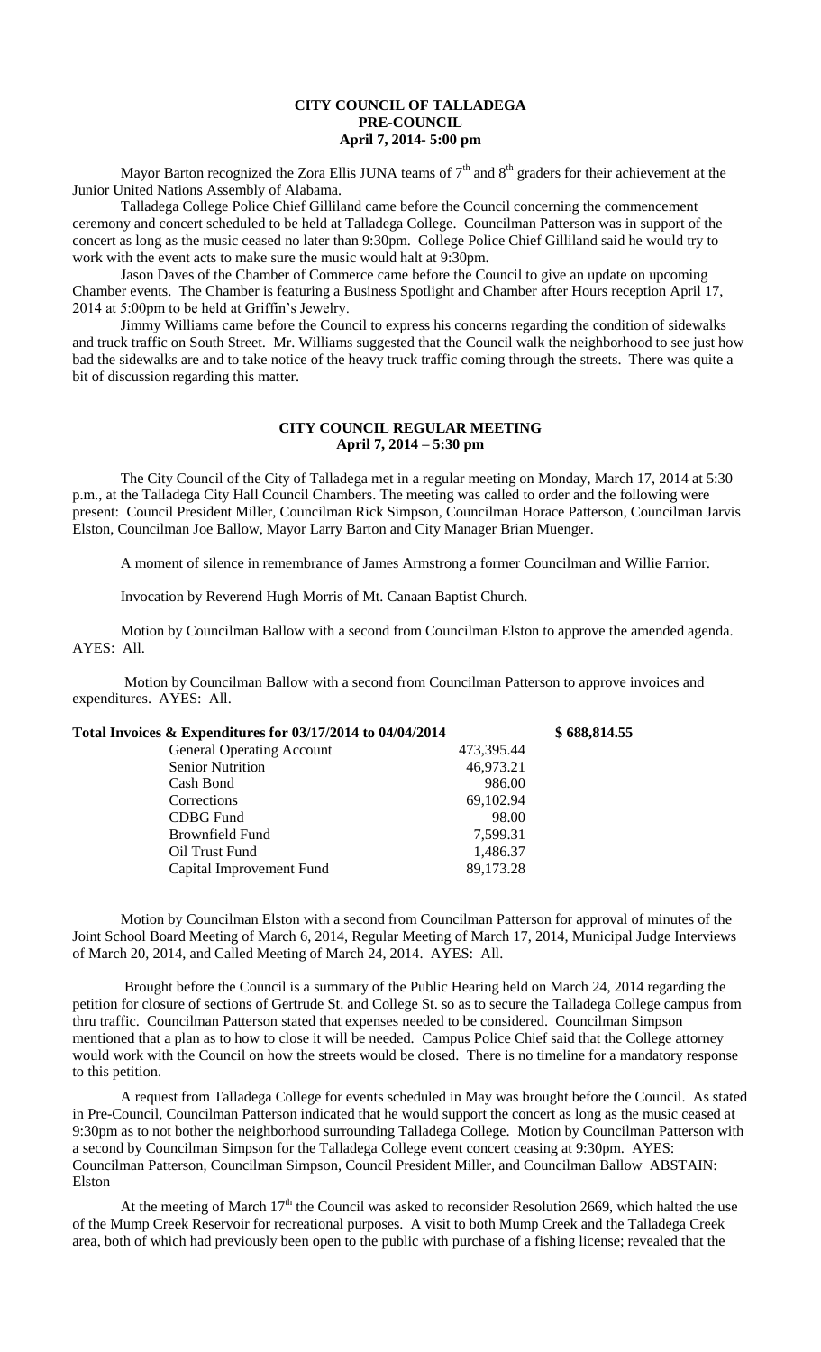# CITY COUNCIL OF TALLADEGA
## PRE-COUNCIL
### April 7, 2014- 5:00 pm

Mayor Barton recognized the Zora Ellis JUNA teams of 7th and 8th graders for their achievement at the Junior United Nations Assembly of Alabama.

Talladega College Police Chief Gilliland came before the Council concerning the commencement ceremony and concert scheduled to be held at Talladega College. Councilman Patterson was in support of the concert as long as the music ceased no later than 9:30pm. College Police Chief Gilliland said he would try to work with the event acts to make sure the music would halt at 9:30pm.

Jason Daves of the Chamber of Commerce came before the Council to give an update on upcoming Chamber events. The Chamber is featuring a Business Spotlight and Chamber after Hours reception April 17, 2014 at 5:00pm to be held at Griffin's Jewelry.

Jimmy Williams came before the Council to express his concerns regarding the condition of sidewalks and truck traffic on South Street. Mr. Williams suggested that the Council walk the neighborhood to see just how bad the sidewalks are and to take notice of the heavy truck traffic coming through the streets. There was quite a bit of discussion regarding this matter.

# CITY COUNCIL REGULAR MEETING
### April 7, 2014 – 5:30 pm

The City Council of the City of Talladega met in a regular meeting on Monday, March 17, 2014 at 5:30 p.m., at the Talladega City Hall Council Chambers. The meeting was called to order and the following were present: Council President Miller, Councilman Rick Simpson, Councilman Horace Patterson, Councilman Jarvis Elston, Councilman Joe Ballow, Mayor Larry Barton and City Manager Brian Muenger.

A moment of silence in remembrance of James Armstrong a former Councilman and Willie Farrior.

Invocation by Reverend Hugh Morris of Mt. Canaan Baptist Church.

Motion by Councilman Ballow with a second from Councilman Elston to approve the amended agenda. AYES: All.

Motion by Councilman Ballow with a second from Councilman Patterson to approve invoices and expenditures. AYES: All.

| **Total Invoices & Expenditures for 03/17/2014 to 04/04/2014** | | **$ 688,814.55** |
|---|---|---|
| General Operating Account | 473,395.44 | |
| Senior Nutrition | 46,973.21 | |
| Cash Bond | 986.00 | |
| Corrections | 69,102.94 | |
| CDBG Fund | 98.00 | |
| Brownfield Fund | 7,599.31 | |
| Oil Trust Fund | 1,486.37 | |
| Capital Improvement Fund | 89,173.28 | |

Motion by Councilman Elston with a second from Councilman Patterson for approval of minutes of the Joint School Board Meeting of March 6, 2014, Regular Meeting of March 17, 2014, Municipal Judge Interviews of March 20, 2014, and Called Meeting of March 24, 2014. AYES: All.

Brought before the Council is a summary of the Public Hearing held on March 24, 2014 regarding the petition for closure of sections of Gertrude St. and College St. so as to secure the Talladega College campus from thru traffic. Councilman Patterson stated that expenses needed to be considered. Councilman Simpson mentioned that a plan as to how to close it will be needed. Campus Police Chief said that the College attorney would work with the Council on how the streets would be closed. There is no timeline for a mandatory response to this petition.

A request from Talladega College for events scheduled in May was brought before the Council. As stated in Pre-Council, Councilman Patterson indicated that he would support the concert as long as the music ceased at 9:30pm as to not bother the neighborhood surrounding Talladega College. Motion by Councilman Patterson with a second by Councilman Simpson for the Talladega College event concert ceasing at 9:30pm. AYES: Councilman Patterson, Councilman Simpson, Council President Miller, and Councilman Ballow ABSTAIN: Elston

At the meeting of March 17th the Council was asked to reconsider Resolution 2669, which halted the use of the Mump Creek Reservoir for recreational purposes. A visit to both Mump Creek and the Talladega Creek area, both of which had previously been open to the public with purchase of a fishing license; revealed that the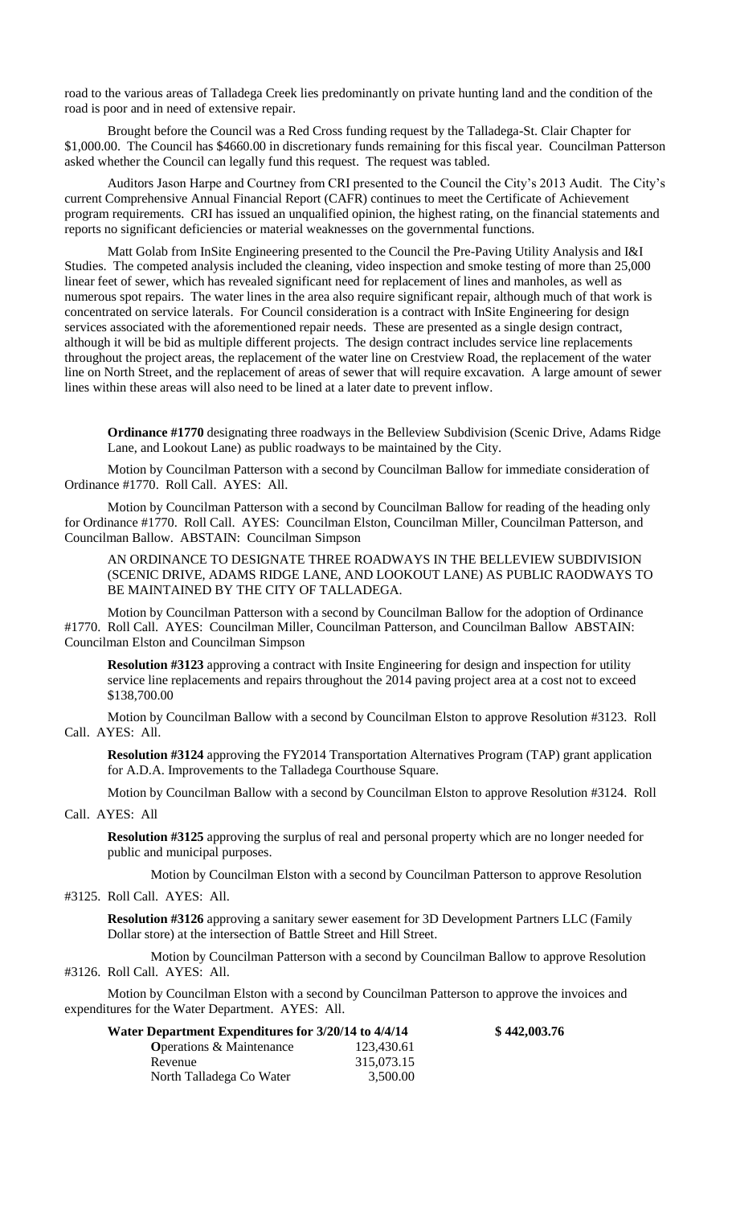road to the various areas of Talladega Creek lies predominantly on private hunting land and the condition of the road is poor and in need of extensive repair.

Brought before the Council was a Red Cross funding request by the Talladega-St. Clair Chapter for $1,000.00. The Council has $4660.00 in discretionary funds remaining for this fiscal year. Councilman Patterson asked whether the Council can legally fund this request. The request was tabled.

Auditors Jason Harpe and Courtney from CRI presented to the Council the City's 2013 Audit. The City's current Comprehensive Annual Financial Report (CAFR) continues to meet the Certificate of Achievement program requirements. CRI has issued an unqualified opinion, the highest rating, on the financial statements and reports no significant deficiencies or material weaknesses on the governmental functions.

Matt Golab from InSite Engineering presented to the Council the Pre-Paving Utility Analysis and I&I Studies. The competed analysis included the cleaning, video inspection and smoke testing of more than 25,000 linear feet of sewer, which has revealed significant need for replacement of lines and manholes, as well as numerous spot repairs. The water lines in the area also require significant repair, although much of that work is concentrated on service laterals. For Council consideration is a contract with InSite Engineering for design services associated with the aforementioned repair needs. These are presented as a single design contract, although it will be bid as multiple different projects. The design contract includes service line replacements throughout the project areas, the replacement of the water line on Crestview Road, the replacement of the water line on North Street, and the replacement of areas of sewer that will require excavation. A large amount of sewer lines within these areas will also need to be lined at a later date to prevent inflow.

**Ordinance #1770** designating three roadways in the Belleview Subdivision (Scenic Drive, Adams Ridge Lane, and Lookout Lane) as public roadways to be maintained by the City.

Motion by Councilman Patterson with a second by Councilman Ballow for immediate consideration of Ordinance #1770. Roll Call. AYES: All.

Motion by Councilman Patterson with a second by Councilman Ballow for reading of the heading only for Ordinance #1770. Roll Call. AYES: Councilman Elston, Councilman Miller, Councilman Patterson, and Councilman Ballow. ABSTAIN: Councilman Simpson

AN ORDINANCE TO DESIGNATE THREE ROADWAYS IN THE BELLEVIEW SUBDIVISION (SCENIC DRIVE, ADAMS RIDGE LANE, AND LOOKOUT LANE) AS PUBLIC RAODWAYS TO BE MAINTAINED BY THE CITY OF TALLADEGA.

Motion by Councilman Patterson with a second by Councilman Ballow for the adoption of Ordinance #1770. Roll Call. AYES: Councilman Miller, Councilman Patterson, and Councilman Ballow ABSTAIN: Councilman Elston and Councilman Simpson

**Resolution #3123** approving a contract with Insite Engineering for design and inspection for utility service line replacements and repairs throughout the 2014 paving project area at a cost not to exceed $138,700.00

Motion by Councilman Ballow with a second by Councilman Elston to approve Resolution #3123. Roll Call. AYES: All.

**Resolution #3124** approving the FY2014 Transportation Alternatives Program (TAP) grant application for A.D.A. Improvements to the Talladega Courthouse Square.

Motion by Councilman Ballow with a second by Councilman Elston to approve Resolution #3124. Roll Call. AYES: All

**Resolution #3125** approving the surplus of real and personal property which are no longer needed for public and municipal purposes.

Motion by Councilman Elston with a second by Councilman Patterson to approve Resolution #3125. Roll Call. AYES: All.

**Resolution #3126** approving a sanitary sewer easement for 3D Development Partners LLC (Family Dollar store) at the intersection of Battle Street and Hill Street.

Motion by Councilman Patterson with a second by Councilman Ballow to approve Resolution #3126. Roll Call. AYES: All.

Motion by Councilman Elston with a second by Councilman Patterson to approve the invoices and expenditures for the Water Department. AYES: All.

| **Water Department Expenditures for 3/20/14 to 4/4/14** | | **$ 442,003.76** |
|---|---|---|
| Operations & Maintenance | 123,430.61 | |
| Revenue | 315,073.15 | |
| North Talladega Co Water | 3,500.00 | |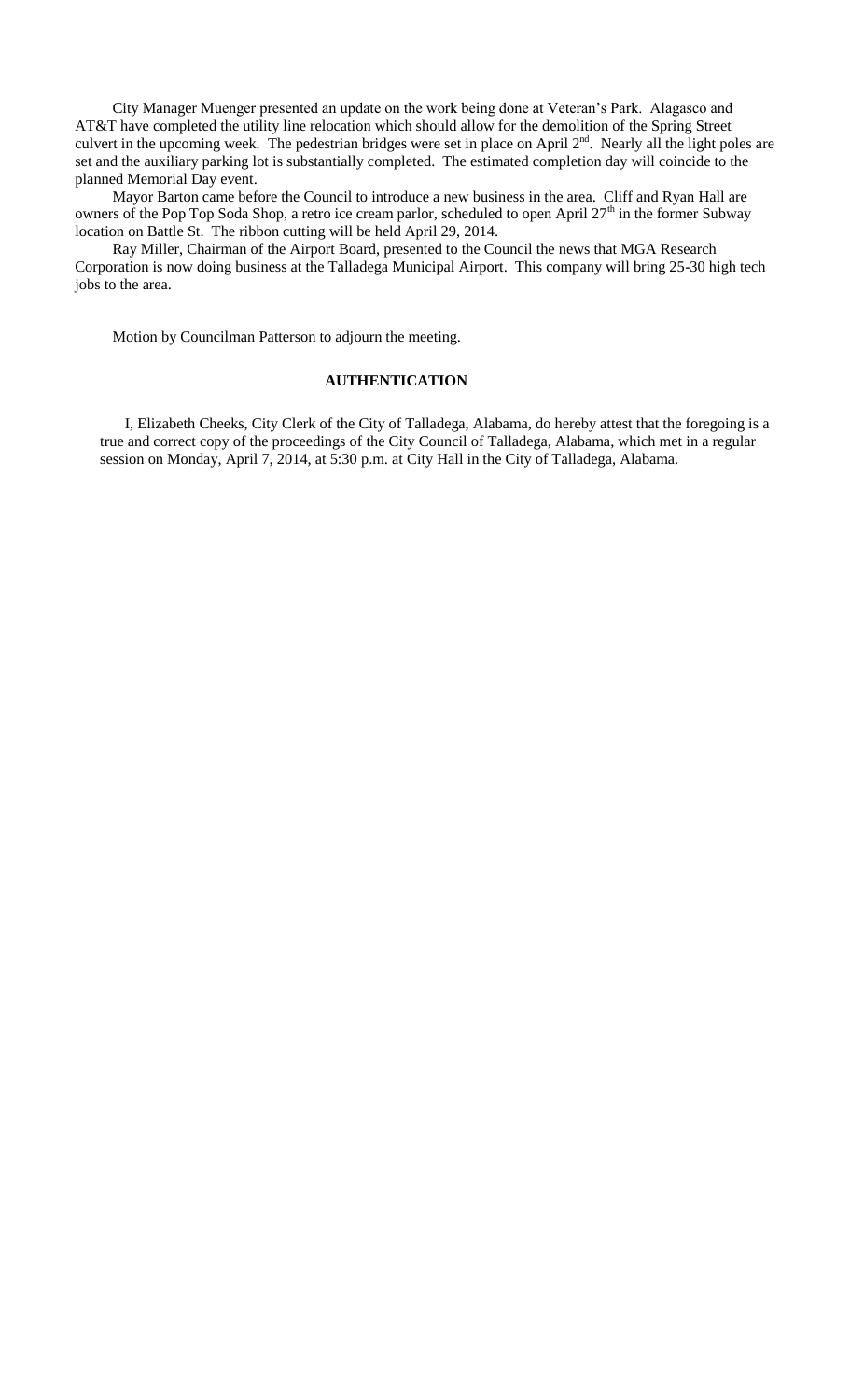City Manager Muenger presented an update on the work being done at Veteran's Park. Alagasco and AT&T have completed the utility line relocation which should allow for the demolition of the Spring Street culvert in the upcoming week. The pedestrian bridges were set in place on April 2nd. Nearly all the light poles are set and the auxiliary parking lot is substantially completed. The estimated completion day will coincide to the planned Memorial Day event.

Mayor Barton came before the Council to introduce a new business in the area. Cliff and Ryan Hall are owners of the Pop Top Soda Shop, a retro ice cream parlor, scheduled to open April 27th in the former Subway location on Battle St. The ribbon cutting will be held April 29, 2014.

Ray Miller, Chairman of the Airport Board, presented to the Council the news that MGA Research Corporation is now doing business at the Talladega Municipal Airport. This company will bring 25-30 high tech jobs to the area.

Motion by Councilman Patterson to adjourn the meeting.

**AUTHENTICATION**

I, Elizabeth Cheeks, City Clerk of the City of Talladega, Alabama, do hereby attest that the foregoing is a true and correct copy of the proceedings of the City Council of Talladega, Alabama, which met in a regular session on Monday, April 7, 2014, at 5:30 p.m. at City Hall in the City of Talladega, Alabama.